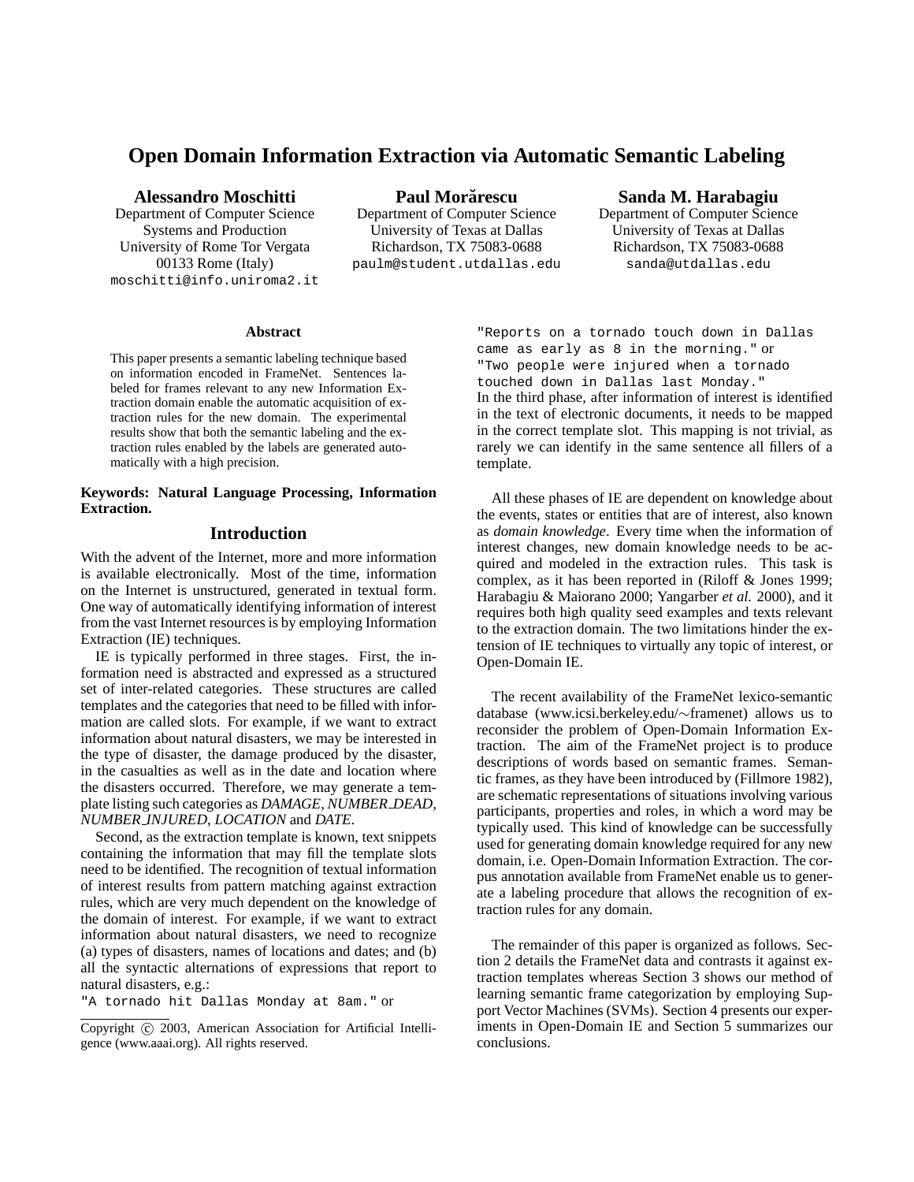# Open Domain Information Extraction via Automatic Semantic Labeling

**Alessandro Moschitti**
Department of Computer Science
Systems and Production
University of Rome Tor Vergata
00133 Rome (Italy)
moschitti@info.uniroma2.it

**Paul Morărescu**
Department of Computer Science
University of Texas at Dallas
Richardson, TX 75083-0688
paulm@student.utdallas.edu

**Sanda M. Harabagiu**
Department of Computer Science
University of Texas at Dallas
Richardson, TX 75083-0688
sanda@utdallas.edu

### Abstract

This paper presents a semantic labeling technique based on information encoded in FrameNet. Sentences labeled for frames relevant to any new Information Extraction domain enable the automatic acquisition of extraction rules for the new domain. The experimental results show that both the semantic labeling and the extraction rules enabled by the labels are generated automatically with a high precision.

**Keywords: Natural Language Processing, Information Extraction.**

## Introduction

With the advent of the Internet, more and more information is available electronically. Most of the time, information on the Internet is unstructured, generated in textual form. One way of automatically identifying information of interest from the vast Internet resources is by employing Information Extraction (IE) techniques.

IE is typically performed in three stages. First, the information need is abstracted and expressed as a structured set of inter-related categories. These structures are called templates and the categories that need to be filled with information are called slots. For example, if we want to extract information about natural disasters, we may be interested in the type of disaster, the damage produced by the disaster, in the casualties as well as in the date and location where the disasters occurred. Therefore, we may generate a template listing such categories as *DAMAGE*, *NUMBER_DEAD*, *NUMBER_INJURED*, *LOCATION* and *DATE*.

Second, as the extraction template is known, text snippets containing the information that may fill the template slots need to be identified. The recognition of textual information of interest results from pattern matching against extraction rules, which are very much dependent on the knowledge of the domain of interest. For example, if we want to extract information about natural disasters, we need to recognize (a) types of disasters, names of locations and dates; and (b) all the syntactic alternations of expressions that report to natural disasters, e.g.:

"A tornado hit Dallas Monday at 8am." or
"Reports on a tornado touch down in Dallas came as early as 8 in the morning." or
"Two people were injured when a tornado touched down in Dallas last Monday."

In the third phase, after information of interest is identified in the text of electronic documents, it needs to be mapped in the correct template slot. This mapping is not trivial, as rarely we can identify in the same sentence all fillers of a template.

All these phases of IE are dependent on knowledge about the events, states or entities that are of interest, also known as *domain knowledge*. Every time when the information of interest changes, new domain knowledge needs to be acquired and modeled in the extraction rules. This task is complex, as it has been reported in (Riloff & Jones 1999; Harabagiu & Maiorano 2000; Yangarber *et al.* 2000), and it requires both high quality seed examples and texts relevant to the extraction domain. The two limitations hinder the extension of IE techniques to virtually any topic of interest, or Open-Domain IE.

The recent availability of the FrameNet lexico-semantic database (www.icsi.berkeley.edu/∼framenet) allows us to reconsider the problem of Open-Domain Information Extraction. The aim of the FrameNet project is to produce descriptions of words based on semantic frames. Semantic frames, as they have been introduced by (Fillmore 1982), are schematic representations of situations involving various participants, properties and roles, in which a word may be typically used. This kind of knowledge can be successfully used for generating domain knowledge required for any new domain, i.e. Open-Domain Information Extraction. The corpus annotation available from FrameNet enable us to generate a labeling procedure that allows the recognition of extraction rules for any domain.

The remainder of this paper is organized as follows. Section 2 details the FrameNet data and contrasts it against extraction templates whereas Section 3 shows our method of learning semantic frame categorization by employing Support Vector Machines (SVMs). Section 4 presents our experiments in Open-Domain IE and Section 5 summarizes our conclusions.

Copyright © 2003, American Association for Artificial Intelligence (www.aaai.org). All rights reserved.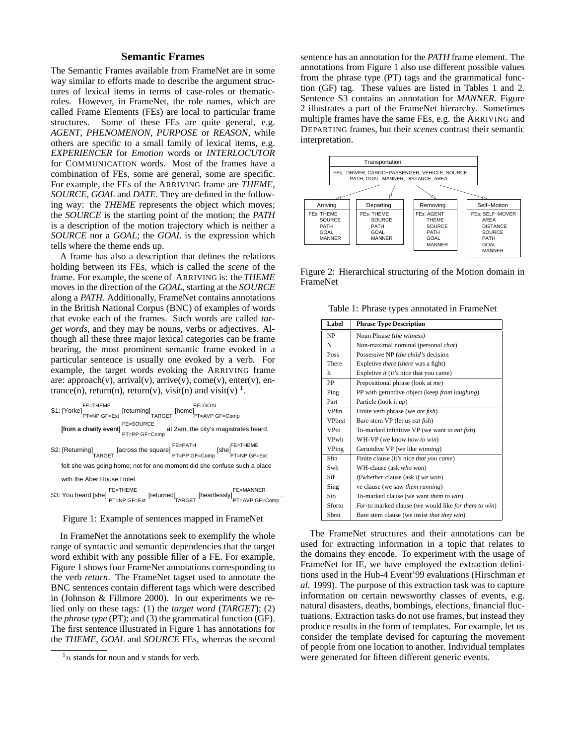## Semantic Frames

The Semantic Frames available from FrameNet are in some way similar to efforts made to describe the argument structures of lexical items in terms of case-roles or thematic-roles. However, in FrameNet, the role names, which are called Frame Elements (FEs) are local to particular frame structures. Some of these FEs are quite general, e.g. *AGENT*, *PHENOMENON*, *PURPOSE* or *REASON*, while others are specific to a small family of lexical items, e.g. *EXPERIENCER* for *Emotion* words or *INTERLOCUTOR* for COMMUNICATION words. Most of the frames have a combination of FEs, some are general, some are specific. For example, the FEs of the ARRIVING frame are *THEME*, *SOURCE*, *GOAL* and *DATE*. They are defined in the following way: the *THEME* represents the object which moves; the *SOURCE* is the starting point of the motion; the *PATH* is a description of the motion trajectory which is neither a *SOURCE* nor a *GOAL*; the *GOAL* is the expression which tells where the theme ends up.

A frame has also a description that defines the relations holding between its FEs, which is called the *scene* of the frame. For example, the scene of ARRIVING is: the *THEME* moves in the direction of the *GOAL*, starting at the *SOURCE* along a *PATH*. Additionally, FrameNet contains annotations in the British National Corpus (BNC) of examples of words that evoke each of the frames. Such words are called *target words*, and they may be nouns, verbs or adjectives. Although all these three major lexical categories can be frame bearing, the most prominent semantic frame evoked in a particular sentence is usually one evoked by a verb. For example, the target words evoking the ARRIVING frame are: approach(v), arrival(v), arrive(v), come(v), enter(v), entrance(n), return(n), return(v), visit(n) and visit(v) [1].

S1: [Yorke]$^{FE=THEME}_{PT=NP\ GF=Ext}$ [returning]$_{TARGET}$ [home]$^{FE=GOAL}_{PT=AVP\ GF=Comp}$ **[from a charity event]**$^{FE=SOURCE}_{PT=PP\ GF=Comp}$ at 2am, the city's magistrates heard.

S2: [Returning]$_{TARGET}$ [across the square]$^{FE=PATH}_{PT=PP\ GF=Comp}$ [she]$^{FE=THEME}_{PT=NP\ GF=Ext}$ felt she was going home; not for one moment did she confuse such a place with the Aber House Hotel.

S3: You heard [she]$^{FE=THEME}_{PT=NP\ GF=Ext}$ [returned]$_{TARGET}$ [heartlessly]$^{FE=MANNER}_{PT=AVP\ GF=Comp}$.

Figure 1: Example of sentences mapped in FrameNet

In FrameNet the annotations seek to exemplify the whole range of syntactic and semantic dependencies that the target word exhibit with any possible filler of a FE. For example, Figure 1 shows four FrameNet annotations corresponding to the verb *return*. The FrameNet tagset used to annotate the BNC sentences contain different tags which were described in (Johnson & Fillmore 2000). In our experiments we relied only on these tags: (1) the *target word* (*TARGET*); (2) the *phrase type* (PT); and (3) the grammatical function (GF). The first sentence illustrated in Figure 1 has annotations for the *THEME*, *GOAL* and *SOURCE* FEs, whereas the second sentence has an annotation for the *PATH* frame element. The annotations from Figure 1 also use different possible values from the phrase type (PT) tags and the grammatical function (GF) tag. These values are listed in Tables 1 and 2. Sentence S3 contains an annotation for *MANNER*. Figure 2 illustrates a part of the FrameNet hierarchy. Sometimes multiple frames have the same FEs, e.g. the ARRIVING and DEPARTING frames, but their *scenes* contrast their semantic interpretation.

[1] $n$ stands for noun and v stands for verb.

Transportation
FEs: DRIVER, CARGO+PASSENGER, VEHICLE, SOURCE PATH, GOAL, MANNER, DISTANCE, AREA

| Arriving | Departing | Removing | Self−Motion |
|---|---|---|---|
| FEs: THEME SOURCE PATH GOAL MANNER | FEs: THEME SOURCE PATH GOAL MANNER | FEs: AGENT THEME SOURCE PATH GOAL MANNER | FEs: SELF−MOVER AREA DISTANCE SOURCE PATH GOAL MANNER |

Figure 2: Hierarchical structuring of the Motion domain in FrameNet

Table 1: Phrase types annotated in FrameNet

| Label | Phrase Type Description |
|---|---|
| NP | Noun Phrase (*the witness*) |
| N | Non-maximal nominal (personal *chat*) |
| Poss | Possessive NP (*the child's* decision |
| There | Expletive *there* (*there* was a fight) |
| It | Expletive *it* (*it*'s nice that you came) |
| PP | Prepositional phrase (look at *me*) |
| Ping | PP with gerundive object (keep *from laughing*) |
| Part | Particle (look it *up*) |
| VPfin | Finite verb phrase (we *ate fish*) |
| VPbrst | Bare stem VP (let us *eat fish*) |
| VPto | To-marked infinitive VP (we want to *eat fish*) |
| VPwh | WH-VP (we know *how to win*) |
| VPing | Gerundive VP (we like *winning*) |
| Sfin | Finite clause (it's nice *that you came*) |
| Swh | WH-clause (ask *who won*) |
| Sif | *If/whether* clause (ask *if we won*) |
| Sing | ve clause (we saw *them running*) |
| Sto | To-marked clause (we want *them to win*) |
| Sforto | *For-to* marked clause (we would like *for them to win*) |
| Sbrst | Bare stem clause (we insist *that they win*) |

The FrameNet structures and their annotations can be used for extracting information in a topic that relates to the domains they encode. To experiment with the usage of FrameNet for IE, we have employed the extraction definitions used in the Hub-4 Event'99 evaluations (Hirschman *et al.* 1999). The purpose of this extraction task was to capture information on certain newsworthy classes of events, e.g. natural disasters, deaths, bombings, elections, financial fluctuations. Extraction tasks do not use frames, but instead they produce results in the form of templates. For example, let us consider the template devised for capturing the movement of people from one location to another. Individual templates were generated for fifteen different generic events.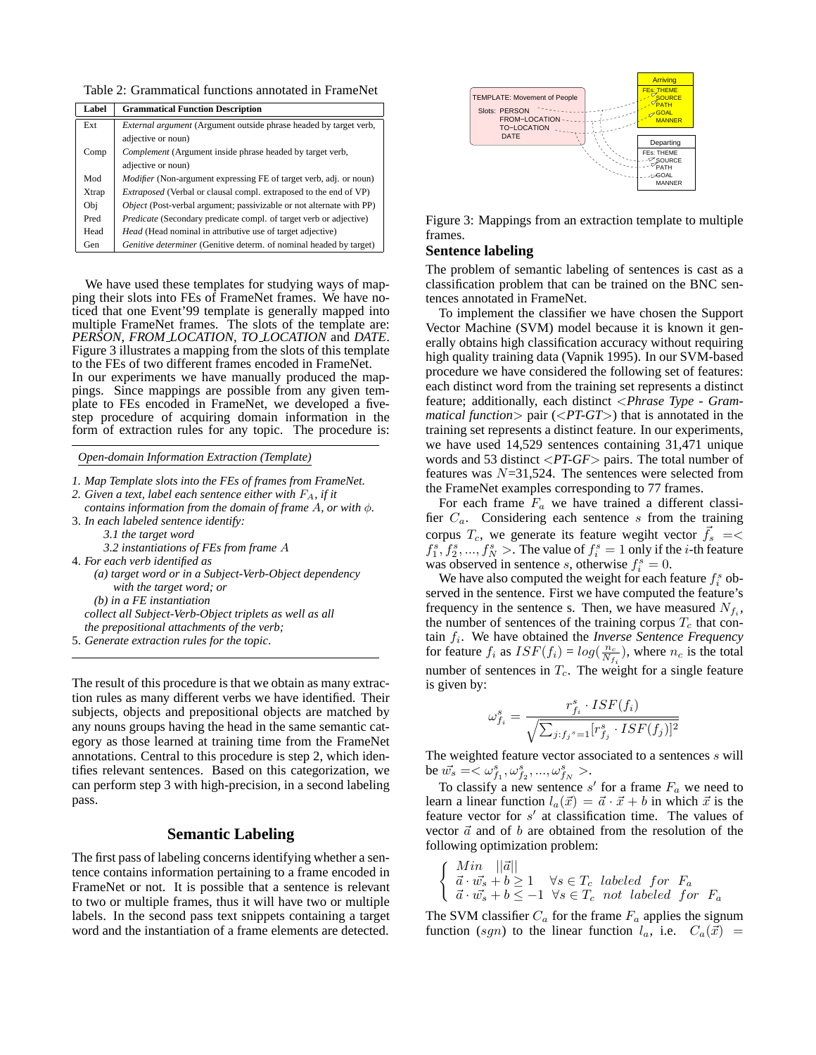Table 2: Grammatical functions annotated in FrameNet

| Label | Grammatical Function Description |
|---|---|
| Ext | *External argument* (Argument outside phrase headed by target verb, adjective or noun) |
| Comp | *Complement* (Argument inside phrase headed by target verb, adjective or noun) |
| Mod | *Modifier* (Non-argument expressing FE of target verb, adj. or noun) |
| Xtrap | *Extraposed* (Verbal or clausal compl. extraposed to the end of VP) |
| Obj | *Object* (Post-verbal argument; passivizable or not alternate with PP) |
| Pred | *Predicate* (Secondary predicate compl. of target verb or adjective) |
| Head | *Head* (Head nominal in attributive use of target adjective) |
| Gen | *Genitive determiner* (Genitive determ. of nominal headed by target) |

We have used these templates for studying ways of mapping their slots into FEs of FrameNet frames. We have noticed that one Event'99 template is generally mapped into multiple FrameNet frames. The slots of the template are: *PERSON*, *FROM_LOCATION*, *TO_LOCATION* and *DATE*. Figure 3 illustrates a mapping from the slots of this template to the FEs of two different frames encoded in FrameNet.
In our experiments we have manually produced the mappings. Since mappings are possible from any given template to FEs encoded in FrameNet, we developed a five-step procedure of acquiring domain information in the form of extraction rules for any topic. The procedure is:

*Open-domain Information Extraction (Template)*

1. *Map Template slots into the FEs of frames from FrameNet.*
2. *Given a text, label each sentence either with $F_A$, if it contains information from the domain of frame $A$, or with $\phi$.*
3. *In each labeled sentence identify:*
   - *3.1 the target word*
   - *3.2 instantiations of FEs from frame $A$*
4. *For each verb identified as*
   - *(a) target word or in a Subject-Verb-Object dependency with the target word; or*
   - *(b) in a FE instantiation*

   *collect all Subject-Verb-Object triplets as well as all the prepositional attachments of the verb;*
5. *Generate extraction rules for the topic.*

The result of this procedure is that we obtain as many extraction rules as many different verbs we have identified. Their subjects, objects and prepositional objects are matched by any nouns groups having the head in the same semantic category as those learned at training time from the FrameNet annotations. Central to this procedure is step 2, which identifies relevant sentences. Based on this categorization, we can perform step 3 with high-precision, in a second labeling pass.

## Semantic Labeling

The first pass of labeling concerns identifying whether a sentence contains information pertaining to a frame encoded in FrameNet or not. It is possible that a sentence is relevant to two or multiple frames, thus it will have two or multiple labels. In the second pass text snippets containing a target word and the instantiation of a frame elements are detected.

TEMPLATE: Movement of People — Slots: PERSON, FROM-LOCATION, TO-LOCATION, DATE; Arriving — FEs: THEME, SOURCE, PATH, GOAL, MANNER; Departing — FEs: THEME, SOURCE, PATH, GOAL, MANNER

Figure 3: Mappings from an extraction template to multiple frames.

### Sentence labeling

The problem of semantic labeling of sentences is cast as a classification problem that can be trained on the BNC sentences annotated in FrameNet.

To implement the classifier we have chosen the Support Vector Machine (SVM) model because it is known it generally obtains high classification accuracy without requiring high quality training data (Vapnik 1995). In our SVM-based procedure we have considered the following set of features: each distinct word from the training set represents a distinct feature; additionally, each distinct <*Phrase Type - Grammatical function*> pair (<*PT-GT*>) that is annotated in the training set represents a distinct feature. In our experiments, we have used 14,529 sentences containing 31,471 unique words and 53 distinct <*PT-GF*> pairs. The total number of features was $N$=31,524. The sentences were selected from the FrameNet examples corresponding to 77 frames.

For each frame $F_a$ we have trained a different classifier $C_a$. Considering each sentence $s$ from the training corpus $T_c$, we generate its feature wegiht vector $\vec{f_s} =< f_1^s, f_2^s, ..., f_N^s >$. The value of $f_i^s = 1$ only if the $i$-th feature was observed in sentence $s$, otherwise $f_i^s = 0$.

We have also computed the weight for each feature $f_i^s$ observed in the sentence. First we have computed the feature's frequency in the sentence s. Then, we have measured $N_{f_i}$, the number of sentences of the training corpus $T_c$ that contain $f_i$. We have obtained the *Inverse Sentence Frequency* for feature $f_i$ as $ISF(f_i) = log(\frac{n_c}{N_{f_i}})$, where $n_c$ is the total number of sentences in $T_c$. The weight for a single feature is given by:

$$\omega_{f_i}^s = \frac{r_{f_i}^s \cdot ISF(f_i)}{\sqrt{\sum_{j:f_j{}^s=1}[r_{f_j}^s \cdot ISF(f_j)]^2}}$$

The weighted feature vector associated to a sentences $s$ will be $\vec{w_s} =< \omega_{f_1}^s, \omega_{f_2}^s, ..., \omega_{f_N}^s >$.

To classify a new sentence $s'$ for a frame $F_a$ we need to learn a linear function $l_a(\vec{x}) = \vec{a} \cdot \vec{x} + b$ in which $\vec{x}$ is the feature vector for $s'$ at classification time. The values of vector $\vec{a}$ and of $b$ are obtained from the resolution of the following optimization problem:

$$\begin{cases} Min \quad ||\vec{a}|| \\ \vec{a} \cdot \vec{w_s} + b \geq 1 \quad \forall s \in T_c \ \ labeled \ \ for \ \ F_a \\ \vec{a} \cdot \vec{w_s} + b \leq -1 \ \ \forall s \in T_c \ \ not \ \ labeled \ \ for \ \ F_a \end{cases}$$

The SVM classifier $C_a$ for the frame $F_a$ applies the signum function ($sgn$) to the linear function $l_a$, i.e. $C_a(\vec{x}) =$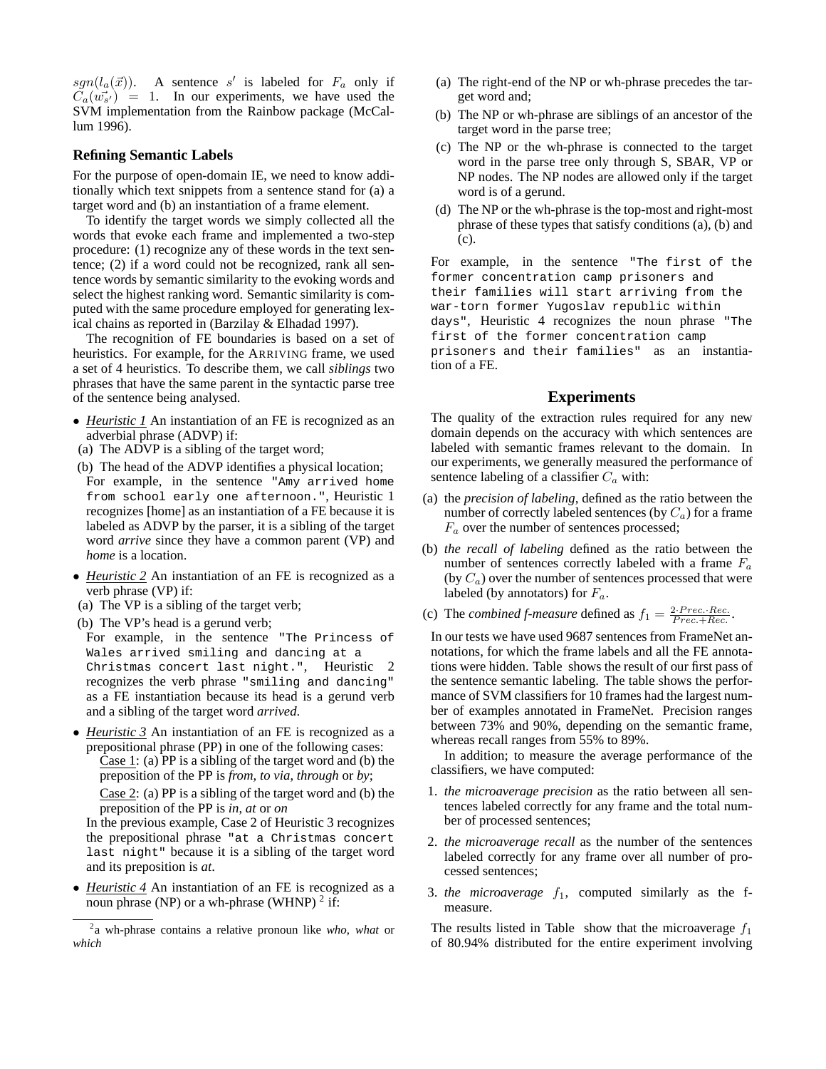$sgn(l_a(\vec{x}))$. A sentence $s'$ is labeled for $F_a$ only if $C_a(\vec{w_{s'}}) = 1$. In our experiments, we have used the SVM implementation from the Rainbow package (McCallum 1996).

### Refining Semantic Labels

For the purpose of open-domain IE, we need to know additionally which text snippets from a sentence stand for (a) a target word and (b) an instantiation of a frame element.

To identify the target words we simply collected all the words that evoke each frame and implemented a two-step procedure: (1) recognize any of these words in the text sentence; (2) if a word could not be recognized, rank all sentence words by semantic similarity to the evoking words and select the highest ranking word. Semantic similarity is computed with the same procedure employed for generating lexical chains as reported in (Barzilay & Elhadad 1997).

The recognition of FE boundaries is based on a set of heuristics. For example, for the ARRIVING frame, we used a set of 4 heuristics. To describe them, we call *siblings* two phrases that have the same parent in the syntactic parse tree of the sentence being analysed.

- *Heuristic 1* An instantiation of an FE is recognized as an adverbial phrase (ADVP) if:
  (a) The ADVP is a sibling of the target word;
  (b) The head of the ADVP identifies a physical location;
  For example, in the sentence `"Amy arrived home from school early one afternoon."`, Heuristic 1 recognizes [home] as an instantiation of a FE because it is labeled as ADVP by the parser, it is a sibling of the target word *arrive* since they have a common parent (VP) and *home* is a location.
- *Heuristic 2* An instantiation of an FE is recognized as a verb phrase (VP) if:
  (a) The VP is a sibling of the target verb;
  (b) The VP's head is a gerund verb;
  For example, in the sentence `"The Princess of Wales arrived smiling and dancing at a Christmas concert last night."`, Heuristic 2 recognizes the verb phrase `"smiling and dancing"` as a FE instantiation because its head is a gerund verb and a sibling of the target word *arrived*.
- *Heuristic 3* An instantiation of an FE is recognized as a prepositional phrase (PP) in one of the following cases:
  Case 1: (a) PP is a sibling of the target word and (b) the preposition of the PP is *from, to via, through* or *by*;
  Case 2: (a) PP is a sibling of the target word and (b) the preposition of the PP is *in, at* or *on*
  In the previous example, Case 2 of Heuristic 3 recognizes the prepositional phrase `"at a Christmas concert last night"` because it is a sibling of the target word and its preposition is *at*.
- *Heuristic 4* An instantiation of an FE is recognized as a noun phrase (NP) or a wh-phrase (WHNP) [2] if:
  (a) The right-end of the NP or wh-phrase precedes the target word and;
  (b) The NP or wh-phrase are siblings of an ancestor of the target word in the parse tree;
  (c) The NP or the wh-phrase is connected to the target word in the parse tree only through S, SBAR, VP or NP nodes. The NP nodes are allowed only if the target word is of a gerund.
  (d) The NP or the wh-phrase is the top-most and right-most phrase of these types that satisfy conditions (a), (b) and (c).

For example, in the sentence `"The first of the former concentration camp prisoners and their families will start arriving from the war-torn former Yugoslav republic within days"`, Heuristic 4 recognizes the noun phrase `"The first of the former concentration camp prisoners and their families"` as an instantiation of a FE.

[2] a wh-phrase contains a relative pronoun like *who, what* or *which*

## Experiments

The quality of the extraction rules required for any new domain depends on the accuracy with which sentences are labeled with semantic frames relevant to the domain. In our experiments, we generally measured the performance of sentence labeling of a classifier $C_a$ with:

(a) the *precision of labeling*, defined as the ratio between the number of correctly labeled sentences (by $C_a$) for a frame $F_a$ over the number of sentences processed;

(b) *the recall of labeling* defined as the ratio between the number of sentences correctly labeled with a frame $F_a$ (by $C_a$) over the number of sentences processed that were labeled (by annotators) for $F_a$.

(c) The *combined f-measure* defined as $f_1 = \frac{2 \cdot Prec. \cdot Rec.}{Prec. + Rec.}$.

In our tests we have used 9687 sentences from FrameNet annotations, for which the frame labels and all the FE annotations were hidden. Table shows the result of our first pass of the sentence semantic labeling. The table shows the performance of SVM classifiers for 10 frames had the largest number of examples annotated in FrameNet. Precision ranges between 73% and 90%, depending on the semantic frame, whereas recall ranges from 55% to 89%.

In addition; to measure the average performance of the classifiers, we have computed:

1. *the microaverage precision* as the ratio between all sentences labeled correctly for any frame and the total number of processed sentences;
2. *the microaverage recall* as the number of the sentences labeled correctly for any frame over all number of processed sentences;
3. *the microaverage* $f_1$, computed similarly as the f-measure.

The results listed in Table show that the microaverage $f_1$ of 80.94% distributed for the entire experiment involving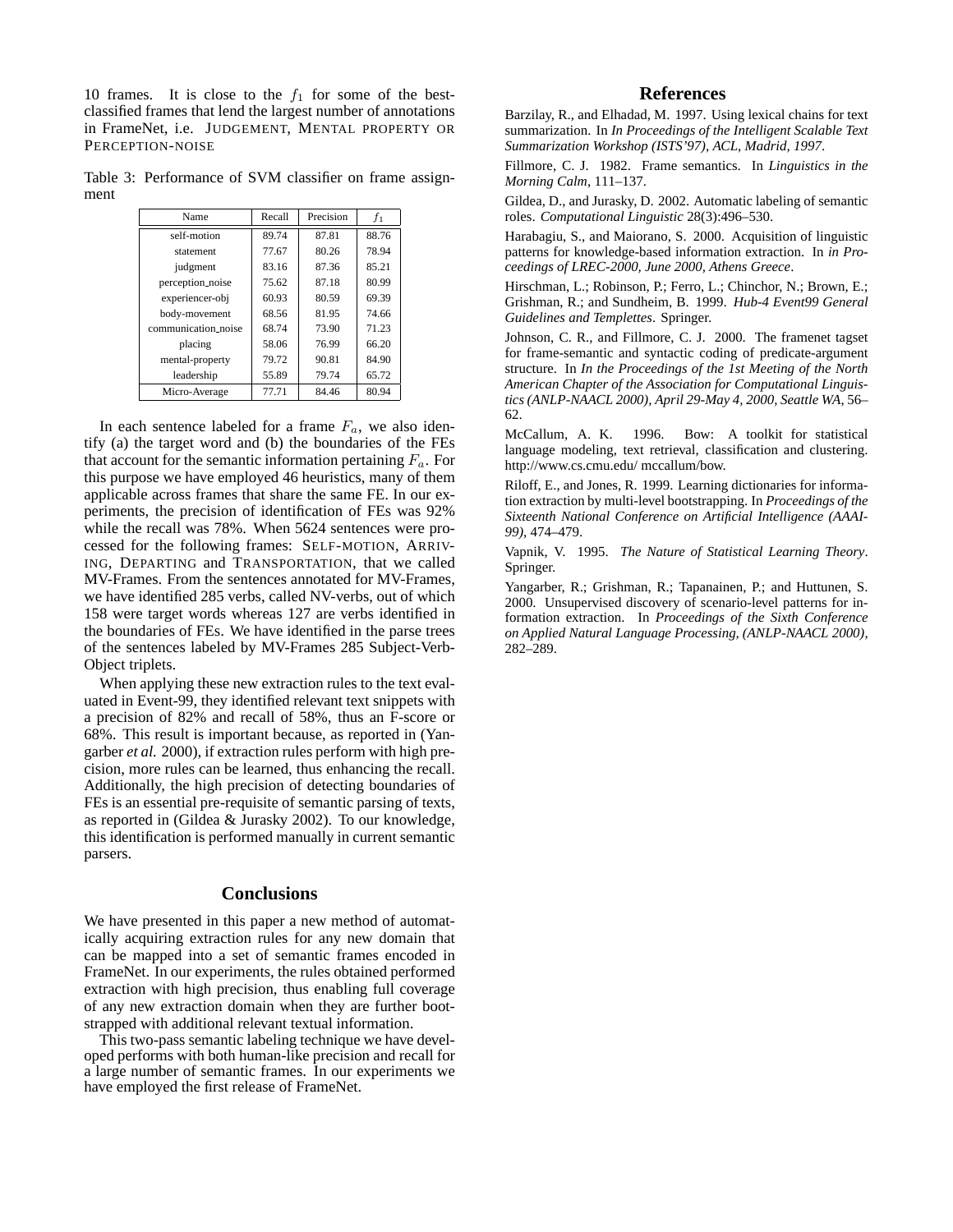10 frames. It is close to the $f_1$ for some of the best-classified frames that lend the largest number of annotations in FrameNet, i.e. JUDGEMENT, MENTAL PROPERTY OR PERCEPTION-NOISE

Table 3: Performance of SVM classifier on frame assignment

| Name | Recall | Precision | $f_1$ |
|---|---|---|---|
| self-motion | 89.74 | 87.81 | 88.76 |
| statement | 77.67 | 80.26 | 78.94 |
| judgment | 83.16 | 87.36 | 85.21 |
| perception_noise | 75.62 | 87.18 | 80.99 |
| experiencer-obj | 60.93 | 80.59 | 69.39 |
| body-movement | 68.56 | 81.95 | 74.66 |
| communication_noise | 68.74 | 73.90 | 71.23 |
| placing | 58.06 | 76.99 | 66.20 |
| mental-property | 79.72 | 90.81 | 84.90 |
| leadership | 55.89 | 79.74 | 65.72 |
| Micro-Average | 77.71 | 84.46 | 80.94 |

In each sentence labeled for a frame $F_a$, we also identify (a) the target word and (b) the boundaries of the FEs that account for the semantic information pertaining $F_a$. For this purpose we have employed 46 heuristics, many of them applicable across frames that share the same FE. In our experiments, the precision of identification of FEs was 92% while the recall was 78%. When 5624 sentences were processed for the following frames: SELF-MOTION, ARRIVING, DEPARTING and TRANSPORTATION, that we called MV-Frames. From the sentences annotated for MV-Frames, we have identified 285 verbs, called NV-verbs, out of which 158 were target words whereas 127 are verbs identified in the boundaries of FEs. We have identified in the parse trees of the sentences labeled by MV-Frames 285 Subject-Verb-Object triplets.

When applying these new extraction rules to the text evaluated in Event-99, they identified relevant text snippets with a precision of 82% and recall of 58%, thus an F-score or 68%. This result is important because, as reported in (Yangarber *et al.* 2000), if extraction rules perform with high precision, more rules can be learned, thus enhancing the recall. Additionally, the high precision of detecting boundaries of FEs is an essential pre-requisite of semantic parsing of texts, as reported in (Gildea & Jurasky 2002). To our knowledge, this identification is performed manually in current semantic parsers.

## Conclusions

We have presented in this paper a new method of automatically acquiring extraction rules for any new domain that can be mapped into a set of semantic frames encoded in FrameNet. In our experiments, the rules obtained performed extraction with high precision, thus enabling full coverage of any new extraction domain when they are further bootstrapped with additional relevant textual information.

This two-pass semantic labeling technique we have developed performs with both human-like precision and recall for a large number of semantic frames. In our experiments we have employed the first release of FrameNet.

## References

Barzilay, R., and Elhadad, M. 1997. Using lexical chains for text summarization. In *In Proceedings of the Intelligent Scalable Text Summarization Workshop (ISTS'97), ACL, Madrid, 1997*.

Fillmore, C. J. 1982. Frame semantics. In *Linguistics in the Morning Calm*, 111–137.

Gildea, D., and Jurasky, D. 2002. Automatic labeling of semantic roles. *Computational Linguistic* 28(3):496–530.

Harabagiu, S., and Maiorano, S. 2000. Acquisition of linguistic patterns for knowledge-based information extraction. In *in Proceedings of LREC-2000, June 2000, Athens Greece*.

Hirschman, L.; Robinson, P.; Ferro, L.; Chinchor, N.; Brown, E.; Grishman, R.; and Sundheim, B. 1999. *Hub-4 Event99 General Guidelines and Templettes*. Springer.

Johnson, C. R., and Fillmore, C. J. 2000. The framenet tagset for frame-semantic and syntactic coding of predicate-argument structure. In *In the Proceedings of the 1st Meeting of the North American Chapter of the Association for Computational Linguistics (ANLP-NAACL 2000), April 29-May 4, 2000, Seattle WA*, 56–62.

McCallum, A. K. 1996. Bow: A toolkit for statistical language modeling, text retrieval, classification and clustering. http://www.cs.cmu.edu/ mccallum/bow.

Riloff, E., and Jones, R. 1999. Learning dictionaries for information extraction by multi-level bootstrapping. In *Proceedings of the Sixteenth National Conference on Artificial Intelligence (AAAI-99)*, 474–479.

Vapnik, V. 1995. *The Nature of Statistical Learning Theory*. Springer.

Yangarber, R.; Grishman, R.; Tapanainen, P.; and Huttunen, S. 2000. Unsupervised discovery of scenario-level patterns for information extraction. In *Proceedings of the Sixth Conference on Applied Natural Language Processing, (ANLP-NAACL 2000)*, 282–289.